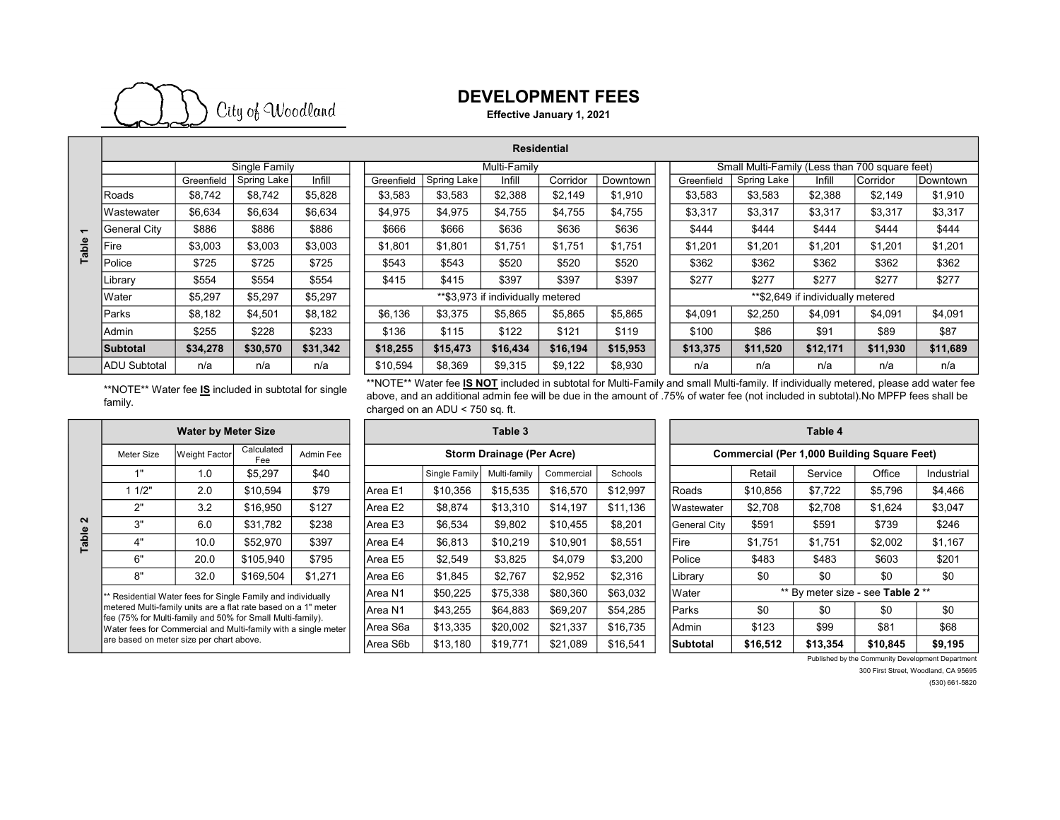City of Woodland

# DEVELOPMENT FEES

**Effective January 1, 2021**

## Table 1

**Residential**

| | Single Family | | | Multi-Family | | | | | Small Multi-Family (Less than 700 square feet) | | | | |
|---|---|---|---|---|---|---|---|---|---|---|---|---|---|
| | Greenfield | Spring Lake | Infill | Greenfield | Spring Lake | Infill | Corridor | Downtown | Greenfield | Spring Lake | Infill | Corridor | Downtown |
| Roads | $8,742 | $8,742 | $5,828 | $3,583 | $3,583 | $2,388 | $2,149 | $1,910 | $3,583 | $3,583 | $2,388 | $2,149 | $1,910 |
| Wastewater | $6,634 | $6,634 | $6,634 | $4,975 | $4,975 | $4,755 | $4,755 | $4,755 | $3,317 | $3,317 | $3,317 | $3,317 | $3,317 |
| General City | $886 | $886 | $886 | $666 | $666 | $636 | $636 | $636 | $444 | $444 | $444 | $444 | $444 |
| Fire | $3,003 | $3,003 | $3,003 | $1,801 | $1,801 | $1,751 | $1,751 | $1,751 | $1,201 | $1,201 | $1,201 | $1,201 | $1,201 |
| Police | $725 | $725 | $725 | $543 | $543 | $520 | $520 | $520 | $362 | $362 | $362 | $362 | $362 |
| Library | $554 | $554 | $554 | $415 | $415 | $397 | $397 | $397 | $277 | $277 | $277 | $277 | $277 |
| Water | $5,297 | $5,297 | $5,297 | **$3,973 if individually metered | | | | | **$2,649 if individually metered | | | | |
| Parks | $8,182 | $4,501 | $8,182 | $6,136 | $3,375 | $5,865 | $5,865 | $5,865 | $4,091 | $2,250 | $4,091 | $4,091 | $4,091 |
| Admin | $255 | $228 | $233 | $136 | $115 | $122 | $121 | $119 | $100 | $86 | $91 | $89 | $87 |
| **Subtotal** | **$34,278** | **$30,570** | **$31,342** | **$18,255** | **$15,473** | **$16,434** | **$16,194** | **$15,953** | **$13,375** | **$11,520** | **$12,171** | **$11,930** | **$11,689** |
| ADU Subtotal | n/a | n/a | n/a | $10,594 | $8,369 | $9,315 | $9,122 | $8,930 | n/a | n/a | n/a | n/a | n/a |

**NOTE** Water fee **IS** included in subtotal for single family.

**NOTE** Water fee **IS NOT** included in subtotal for Multi-Family and small Multi-family. If individually metered, please add water fee above, and an additional admin fee will be due in the amount of .75% of water fee (not included in subtotal).No MPFP fees shall be charged on an ADU < 750 sq. ft.

## Table 2

**Water by Meter Size**

| Meter Size | Weight Factor | Calculated Fee | Admin Fee |
|---|---|---|---|
| 1" | 1.0 | $5,297 | $40 |
| 1 1/2" | 2.0 | $10,594 | $79 |
| 2" | 3.2 | $16,950 | $127 |
| 3" | 6.0 | $31,782 | $238 |
| 4" | 10.0 | $52,970 | $397 |
| 6" | 20.0 | $105,940 | $795 |
| 8" | 32.0 | $169,504 | $1,271 |

** Residential Water fees for Single Family and individually metered Multi-family units are a flat rate based on a 1" meter fee (75% for Multi-family and 50% for Small Multi-family). Water fees for Commercial and Multi-family with a single meter are based on meter size per chart above.

## Table 3

**Storm Drainage (Per Acre)**

| | Single Family | Multi-family | Commercial | Schools |
|---|---|---|---|---|
| Area E1 | $10,356 | $15,535 | $16,570 | $12,997 |
| Area E2 | $8,874 | $13,310 | $14,197 | $11,136 |
| Area E3 | $6,534 | $9,802 | $10,455 | $8,201 |
| Area E4 | $6,813 | $10,219 | $10,901 | $8,551 |
| Area E5 | $2,549 | $3,825 | $4,079 | $3,200 |
| Area E6 | $1,845 | $2,767 | $2,952 | $2,316 |
| Area N1 | $50,225 | $75,338 | $80,360 | $63,032 |
| Area N1 | $43,255 | $64,883 | $69,207 | $54,285 |
| Area S6a | $13,335 | $20,002 | $21,337 | $16,735 |
| Area S6b | $13,180 | $19,771 | $21,089 | $16,541 |

## Table 4

**Commercial (Per 1,000 Building Square Feet)**

| | Retail | Service | Office | Industrial |
|---|---|---|---|---|
| Roads | $10,856 | $7,722 | $5,796 | $4,466 |
| Wastewater | $2,708 | $2,708 | $1,624 | $3,047 |
| General City | $591 | $591 | $739 | $246 |
| Fire | $1,751 | $1,751 | $2,002 | $1,167 |
| Police | $483 | $483 | $603 | $201 |
| Library | $0 | $0 | $0 | $0 |
| Water | ** By meter size - see **Table 2** ** | | | |
| Parks | $0 | $0 | $0 | $0 |
| Admin | $123 | $99 | $81 | $68 |
| **Subtotal** | **$16,512** | **$13,354** | **$10,845** | **$9,195** |

Published by the Community Development Department

300 First Street, Woodland, CA 95695

(530) 661-5820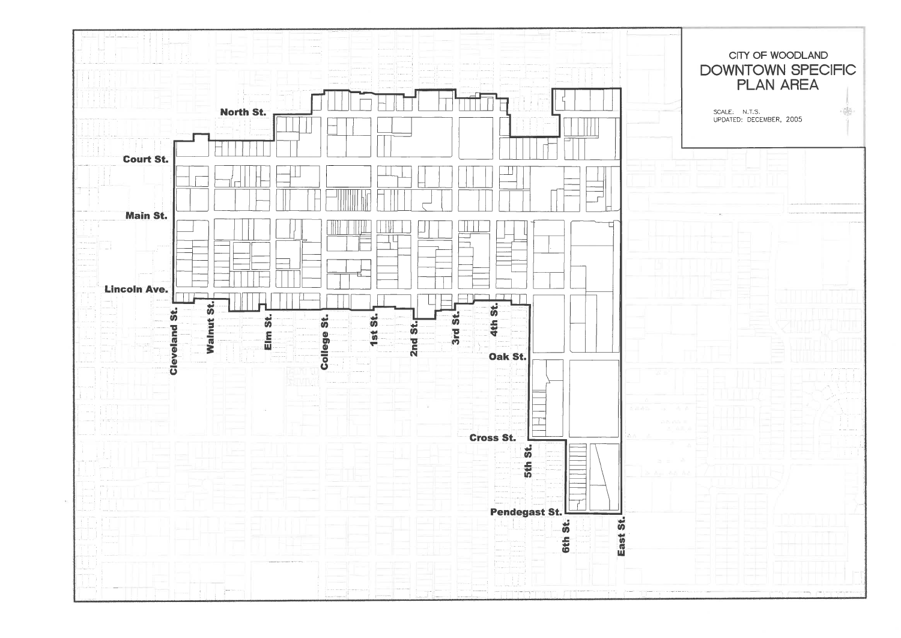# CITY OF WOODLAND
## DOWNTOWN SPECIFIC PLAN AREA

SCALE: N.T.S.
UPDATED: DECEMBER, 2005

North St.

Court St.

Main St.

Lincoln Ave.

Cleveland St.

Walnut St.

Elm St.

College St.

1st St.

2nd St.

3rd St.

4th St.

Oak St.

Cross St.

5th St.

Pendegast St.

6th St.

East St.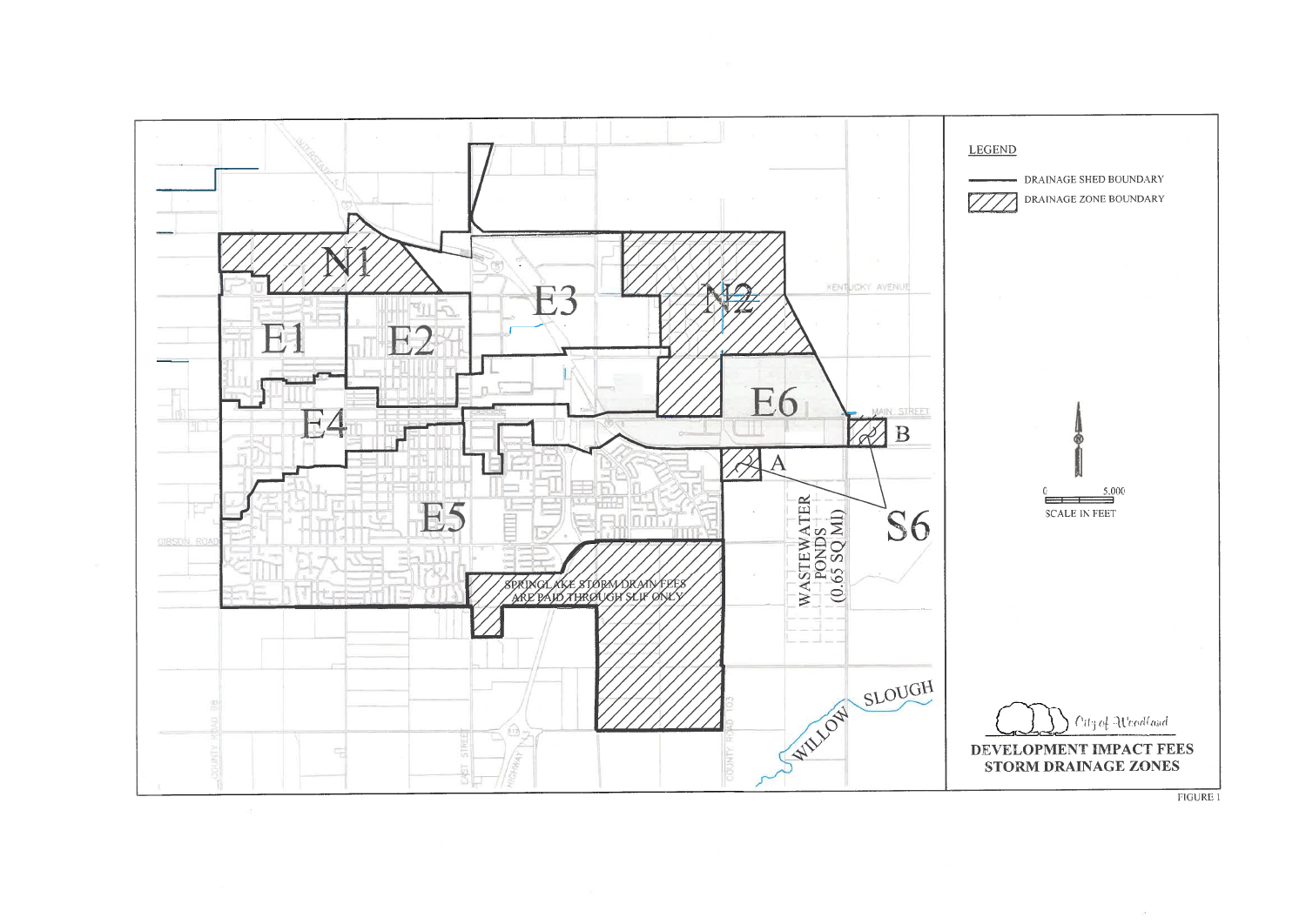LEGEND

DRAINAGE SHED BOUNDARY

DRAINAGE ZONE BOUNDARY

N1

E1

E2

E3

N2

E4

E6

E5

A

B

S6

SPRINGLAKE STORM DRAIN FEES ARE PAID THROUGH SLIF ONLY

WASTEWATER PONDS (0.65 SQ MI)

WILLOW SLOUGH

KENTUCKY AVENUE

MAIN STREET

GIBSON ROAD

INTERSTATE 5

COUNTY ROAD 98

EAST STREET

HIGHWAY 113

COUNTY ROAD 103

0 5,000

SCALE IN FEET

City of Woodland

DEVELOPMENT IMPACT FEES
STORM DRAINAGE ZONES

FIGURE 1